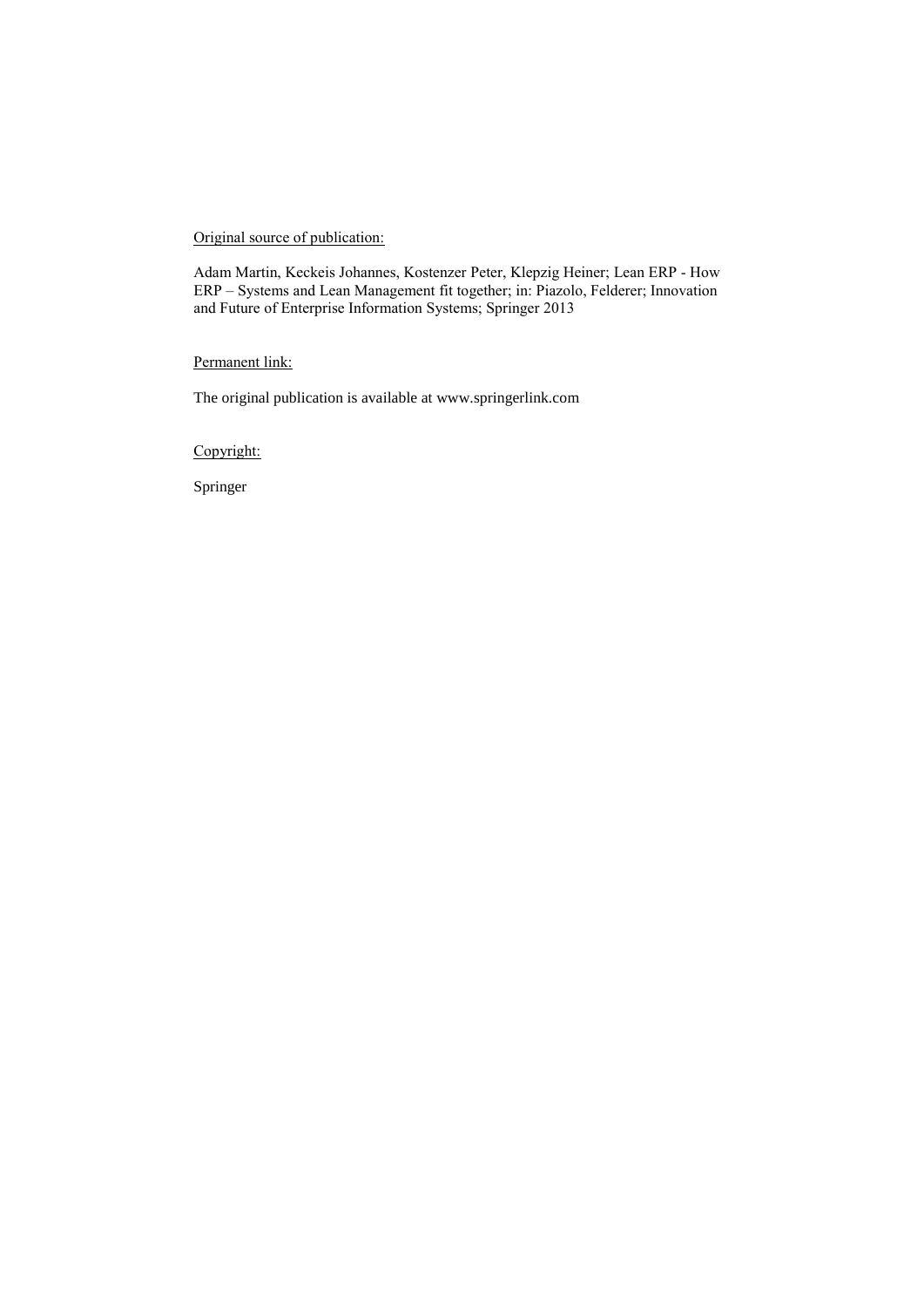Original source of publication:

Adam Martin, Keckeis Johannes, Kostenzer Peter, Klepzig Heiner; Lean ERP - How ERP – Systems and Lean Management fit together; in: Piazolo, Felderer; Innovation and Future of Enterprise Information Systems; Springer 2013

Permanent link:

The original publication is available at www.springerlink.com

Copyright:

Springer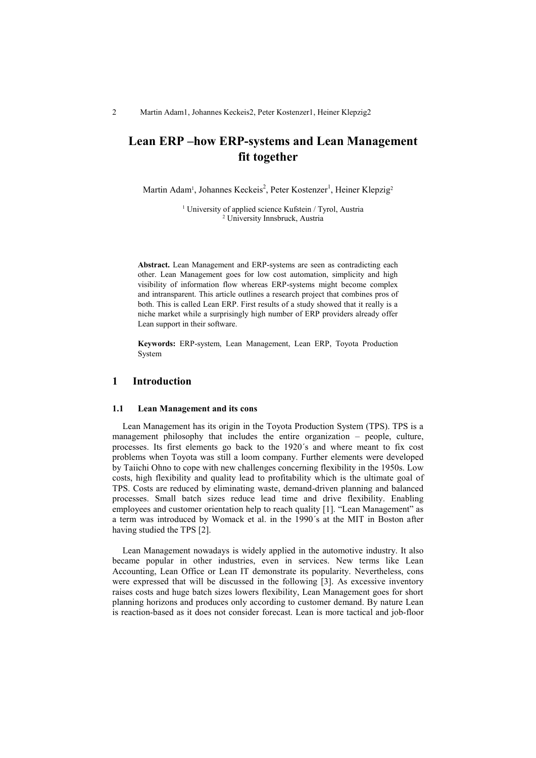# Lean ERP –how ERP-systems and Lean Management fit together

Martin Adam[1], Johannes Keckeis[2], Peter Kostenzer[1], Heiner Klepzig[2]

[1] University of applied science Kufstein / Tyrol, Austria
[2] University Innsbruck, Austria

**Abstract.** Lean Management and ERP-systems are seen as contradicting each other. Lean Management goes for low cost automation, simplicity and high visibility of information flow whereas ERP-systems might become complex and intransparent. This article outlines a research project that combines pros of both. This is called Lean ERP. First results of a study showed that it really is a niche market while a surprisingly high number of ERP providers already offer Lean support in their software.

**Keywords:** ERP-system, Lean Management, Lean ERP, Toyota Production System

## 1 Introduction

### 1.1 Lean Management and its cons

Lean Management has its origin in the Toyota Production System (TPS). TPS is a management philosophy that includes the entire organization – people, culture, processes. Its first elements go back to the 1920´s and where meant to fix cost problems when Toyota was still a loom company. Further elements were developed by Taiichi Ohno to cope with new challenges concerning flexibility in the 1950s. Low costs, high flexibility and quality lead to profitability which is the ultimate goal of TPS. Costs are reduced by eliminating waste, demand-driven planning and balanced processes. Small batch sizes reduce lead time and drive flexibility. Enabling employees and customer orientation help to reach quality [1]. "Lean Management" as a term was introduced by Womack et al. in the 1990´s at the MIT in Boston after having studied the TPS [2].

Lean Management nowadays is widely applied in the automotive industry. It also became popular in other industries, even in services. New terms like Lean Accounting, Lean Office or Lean IT demonstrate its popularity. Nevertheless, cons were expressed that will be discussed in the following [3]. As excessive inventory raises costs and huge batch sizes lowers flexibility, Lean Management goes for short planning horizons and produces only according to customer demand. By nature Lean is reaction-based as it does not consider forecast. Lean is more tactical and job-floor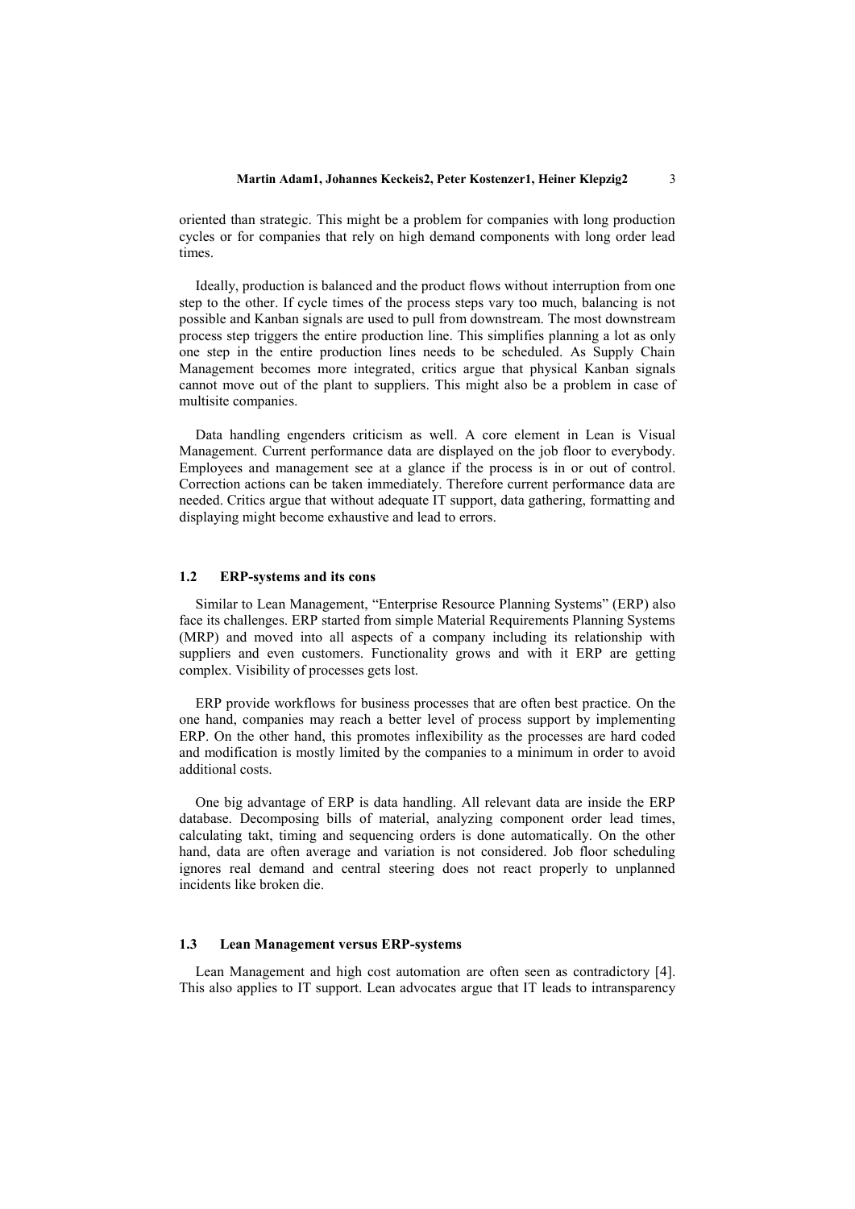oriented than strategic. This might be a problem for companies with long production cycles or for companies that rely on high demand components with long order lead times.

Ideally, production is balanced and the product flows without interruption from one step to the other. If cycle times of the process steps vary too much, balancing is not possible and Kanban signals are used to pull from downstream. The most downstream process step triggers the entire production line. This simplifies planning a lot as only one step in the entire production lines needs to be scheduled. As Supply Chain Management becomes more integrated, critics argue that physical Kanban signals cannot move out of the plant to suppliers. This might also be a problem in case of multisite companies.

Data handling engenders criticism as well. A core element in Lean is Visual Management. Current performance data are displayed on the job floor to everybody. Employees and management see at a glance if the process is in or out of control. Correction actions can be taken immediately. Therefore current performance data are needed. Critics argue that without adequate IT support, data gathering, formatting and displaying might become exhaustive and lead to errors.

### 1.2 ERP-systems and its cons

Similar to Lean Management, "Enterprise Resource Planning Systems" (ERP) also face its challenges. ERP started from simple Material Requirements Planning Systems (MRP) and moved into all aspects of a company including its relationship with suppliers and even customers. Functionality grows and with it ERP are getting complex. Visibility of processes gets lost.

ERP provide workflows for business processes that are often best practice. On the one hand, companies may reach a better level of process support by implementing ERP. On the other hand, this promotes inflexibility as the processes are hard coded and modification is mostly limited by the companies to a minimum in order to avoid additional costs.

One big advantage of ERP is data handling. All relevant data are inside the ERP database. Decomposing bills of material, analyzing component order lead times, calculating takt, timing and sequencing orders is done automatically. On the other hand, data are often average and variation is not considered. Job floor scheduling ignores real demand and central steering does not react properly to unplanned incidents like broken die.

### 1.3 Lean Management versus ERP-systems

Lean Management and high cost automation are often seen as contradictory [4]. This also applies to IT support. Lean advocates argue that IT leads to intransparency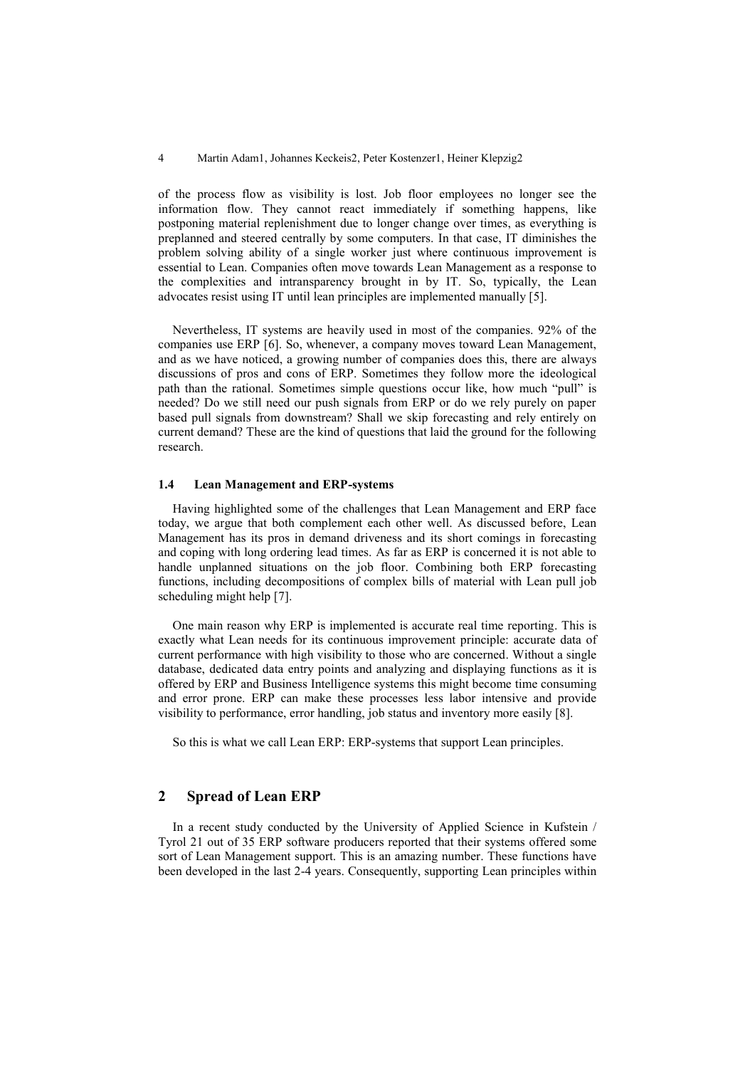of the process flow as visibility is lost. Job floor employees no longer see the information flow. They cannot react immediately if something happens, like postponing material replenishment due to longer change over times, as everything is preplanned and steered centrally by some computers. In that case, IT diminishes the problem solving ability of a single worker just where continuous improvement is essential to Lean. Companies often move towards Lean Management as a response to the complexities and intransparency brought in by IT. So, typically, the Lean advocates resist using IT until lean principles are implemented manually [5].

Nevertheless, IT systems are heavily used in most of the companies. 92% of the companies use ERP [6]. So, whenever, a company moves toward Lean Management, and as we have noticed, a growing number of companies does this, there are always discussions of pros and cons of ERP. Sometimes they follow more the ideological path than the rational. Sometimes simple questions occur like, how much "pull" is needed? Do we still need our push signals from ERP or do we rely purely on paper based pull signals from downstream? Shall we skip forecasting and rely entirely on current demand? These are the kind of questions that laid the ground for the following research.

### 1.4 Lean Management and ERP-systems

Having highlighted some of the challenges that Lean Management and ERP face today, we argue that both complement each other well. As discussed before, Lean Management has its pros in demand driveness and its short comings in forecasting and coping with long ordering lead times. As far as ERP is concerned it is not able to handle unplanned situations on the job floor. Combining both ERP forecasting functions, including decompositions of complex bills of material with Lean pull job scheduling might help [7].

One main reason why ERP is implemented is accurate real time reporting. This is exactly what Lean needs for its continuous improvement principle: accurate data of current performance with high visibility to those who are concerned. Without a single database, dedicated data entry points and analyzing and displaying functions as it is offered by ERP and Business Intelligence systems this might become time consuming and error prone. ERP can make these processes less labor intensive and provide visibility to performance, error handling, job status and inventory more easily [8].

So this is what we call Lean ERP: ERP-systems that support Lean principles.

## 2 Spread of Lean ERP

In a recent study conducted by the University of Applied Science in Kufstein / Tyrol 21 out of 35 ERP software producers reported that their systems offered some sort of Lean Management support. This is an amazing number. These functions have been developed in the last 2-4 years. Consequently, supporting Lean principles within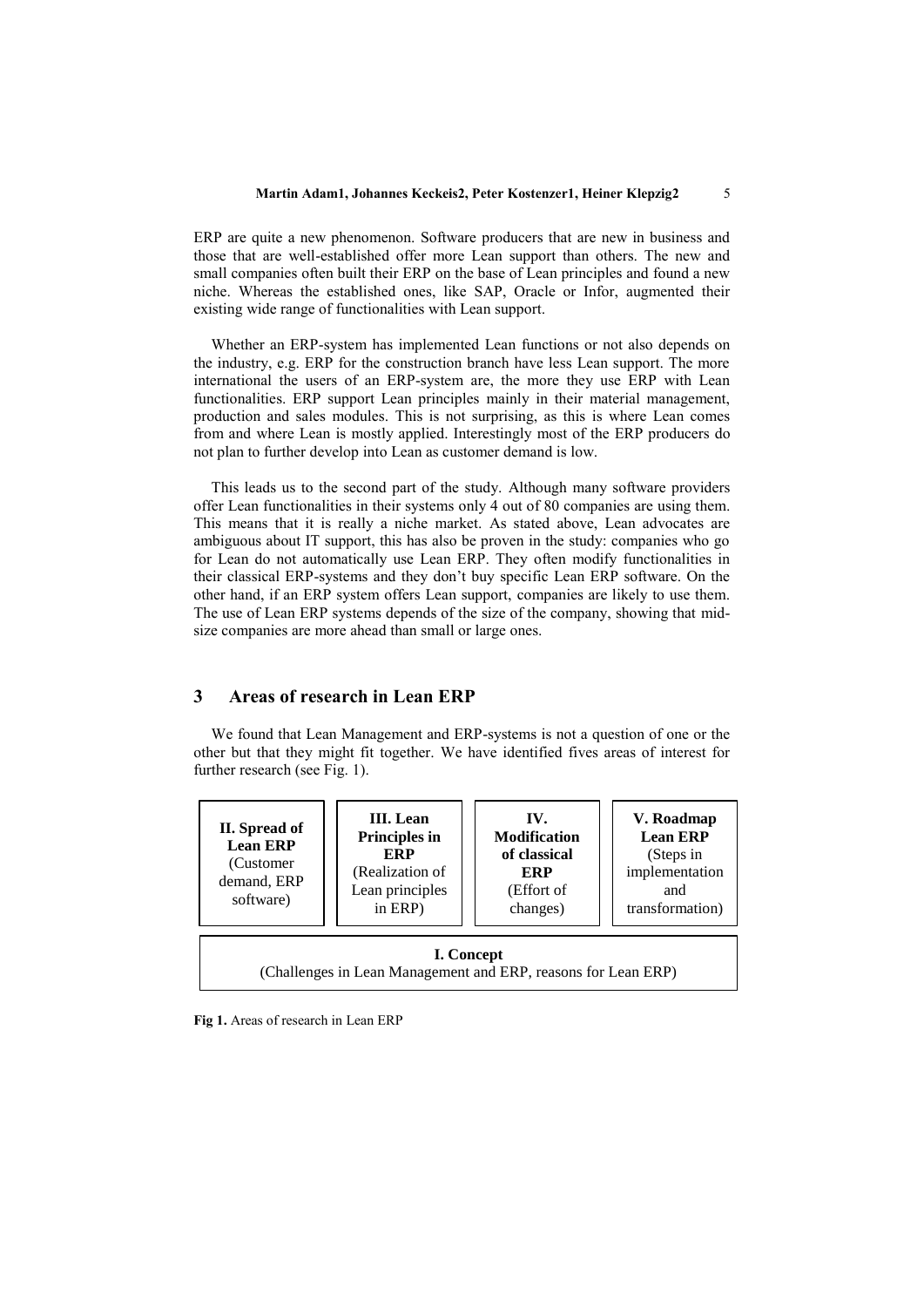ERP are quite a new phenomenon. Software producers that are new in business and those that are well-established offer more Lean support than others. The new and small companies often built their ERP on the base of Lean principles and found a new niche. Whereas the established ones, like SAP, Oracle or Infor, augmented their existing wide range of functionalities with Lean support.

Whether an ERP-system has implemented Lean functions or not also depends on the industry, e.g. ERP for the construction branch have less Lean support. The more international the users of an ERP-system are, the more they use ERP with Lean functionalities. ERP support Lean principles mainly in their material management, production and sales modules. This is not surprising, as this is where Lean comes from and where Lean is mostly applied. Interestingly most of the ERP producers do not plan to further develop into Lean as customer demand is low.

This leads us to the second part of the study. Although many software providers offer Lean functionalities in their systems only 4 out of 80 companies are using them. This means that it is really a niche market. As stated above, Lean advocates are ambiguous about IT support, this has also be proven in the study: companies who go for Lean do not automatically use Lean ERP. They often modify functionalities in their classical ERP-systems and they don't buy specific Lean ERP software. On the other hand, if an ERP system offers Lean support, companies are likely to use them. The use of Lean ERP systems depends of the size of the company, showing that mid-size companies are more ahead than small or large ones.

## 3 Areas of research in Lean ERP

We found that Lean Management and ERP-systems is not a question of one or the other but that they might fit together. We have identified fives areas of interest for further research (see Fig. 1).

**II. Spread of Lean ERP**
(Customer demand, ERP software)

**III. Lean Principles in ERP**
(Realization of Lean principles in ERP)

**IV. Modification of classical ERP**
(Effort of changes)

**V. Roadmap Lean ERP**
(Steps in implementation and transformation)

**I. Concept**
(Challenges in Lean Management and ERP, reasons for Lean ERP)

**Fig 1.** Areas of research in Lean ERP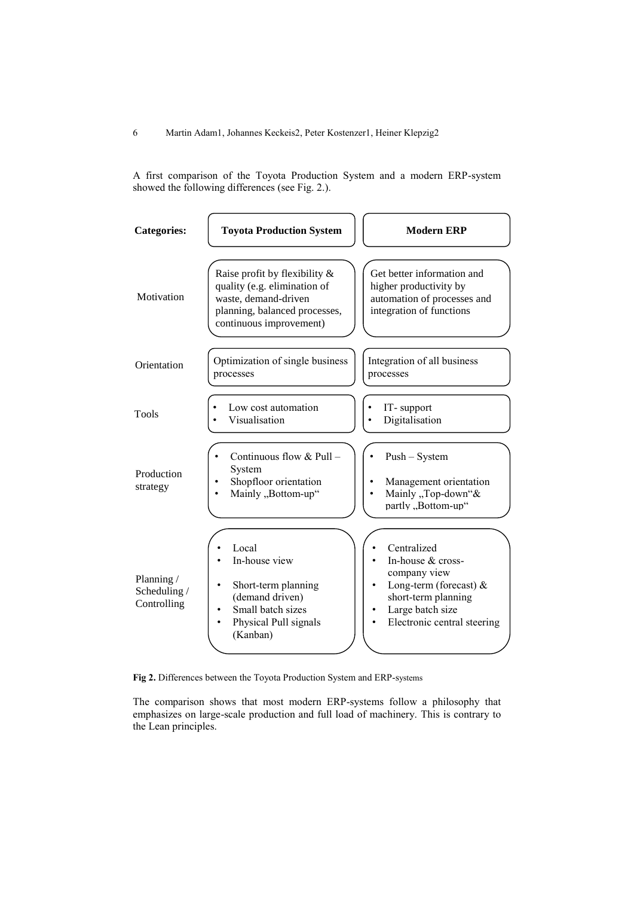A first comparison of the Toyota Production System and a modern ERP-system showed the following differences (see Fig. 2.).

| Categories: | Toyota Production System | Modern ERP |
| --- | --- | --- |
| Motivation | Raise profit by flexibility & quality (e.g. elimination of waste, demand-driven planning, balanced processes, continuous improvement) | Get better information and higher productivity by automation of processes and integration of functions |
| Orientation | Optimization of single business processes | Integration of all business processes |
| Tools | • Low cost automation<br>• Visualisation | • IT- support<br>• Digitalisation |
| Production strategy | • Continuous flow & Pull – System<br>• Shopfloor orientation<br>• Mainly „Bottom-up" | • Push – System<br>• Management orientation<br>• Mainly „Top-down"& partly „Bottom-up" |
| Planning / Scheduling / Controlling | • Local<br>• In-house view<br>• Short-term planning (demand driven)<br>• Small batch sizes<br>• Physical Pull signals (Kanban) | • Centralized<br>• In-house & cross-company view<br>• Long-term (forecast) & short-term planning<br>• Large batch size<br>• Electronic central steering |

**Fig 2.** Differences between the Toyota Production System and ERP-systems

The comparison shows that most modern ERP-systems follow a philosophy that emphasizes on large-scale production and full load of machinery. This is contrary to the Lean principles.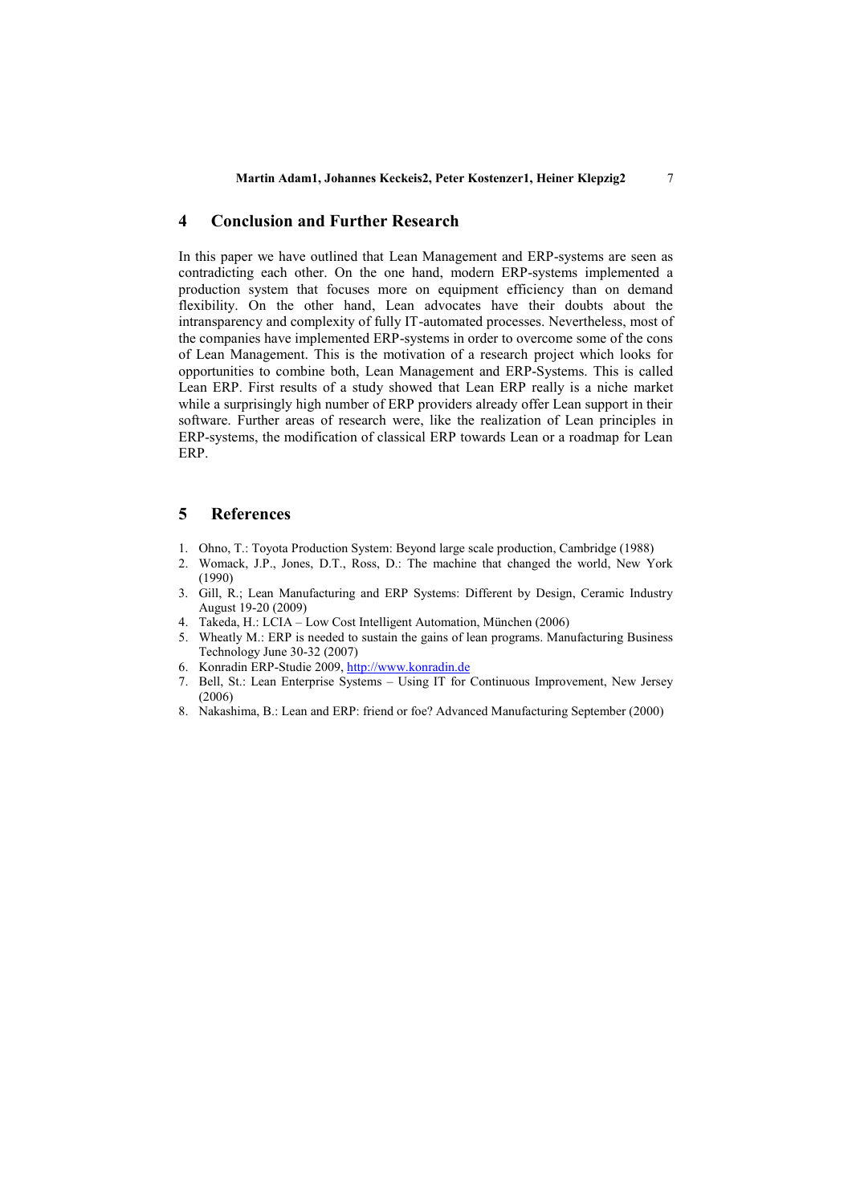## 4 Conclusion and Further Research

In this paper we have outlined that Lean Management and ERP-systems are seen as contradicting each other. On the one hand, modern ERP-systems implemented a production system that focuses more on equipment efficiency than on demand flexibility. On the other hand, Lean advocates have their doubts about the intransparency and complexity of fully IT-automated processes. Nevertheless, most of the companies have implemented ERP-systems in order to overcome some of the cons of Lean Management. This is the motivation of a research project which looks for opportunities to combine both, Lean Management and ERP-Systems. This is called Lean ERP. First results of a study showed that Lean ERP really is a niche market while a surprisingly high number of ERP providers already offer Lean support in their software. Further areas of research were, like the realization of Lean principles in ERP-systems, the modification of classical ERP towards Lean or a roadmap for Lean ERP.

## 5 References

1. Ohno, T.: Toyota Production System: Beyond large scale production, Cambridge (1988)
2. Womack, J.P., Jones, D.T., Ross, D.: The machine that changed the world, New York (1990)
3. Gill, R.; Lean Manufacturing and ERP Systems: Different by Design, Ceramic Industry August 19-20 (2009)
4. Takeda, H.: LCIA – Low Cost Intelligent Automation, München (2006)
5. Wheatly M.: ERP is needed to sustain the gains of lean programs. Manufacturing Business Technology June 30-32 (2007)
6. Konradin ERP-Studie 2009, http://www.konradin.de
7. Bell, St.: Lean Enterprise Systems – Using IT for Continuous Improvement, New Jersey (2006)
8. Nakashima, B.: Lean and ERP: friend or foe? Advanced Manufacturing September (2000)